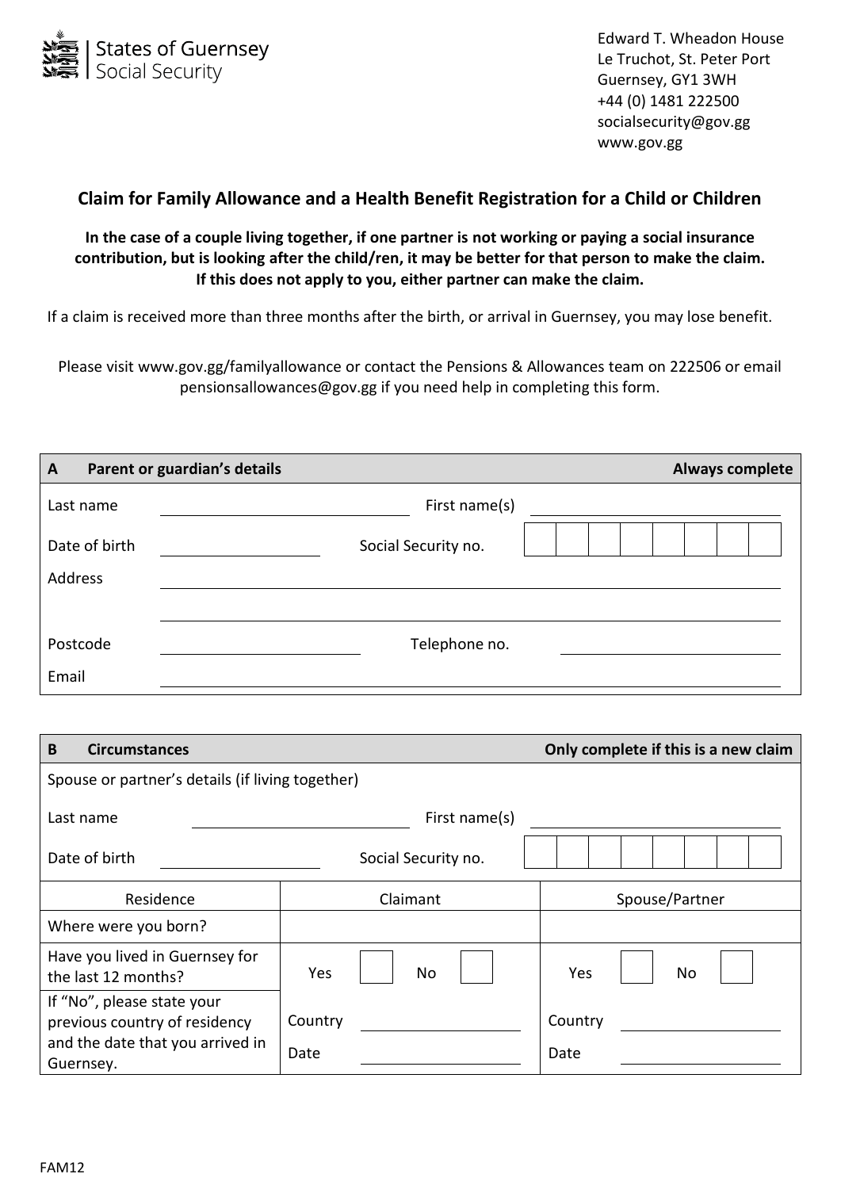States of Guernsey
Social Security

Edward T. Wheadon House
Le Truchot, St. Peter Port
Guernsey, GY1 3WH
+44 (0) 1481 222500
socialsecurity@gov.gg
www.gov.gg

# Claim for Family Allowance and a Health Benefit Registration for a Child or Children

**In the case of a couple living together, if one partner is not working or paying a social insurance contribution, but is looking after the child/ren, it may be better for that person to make the claim. If this does not apply to you, either partner can make the claim.**

If a claim is received more than three months after the birth, or arrival in Guernsey, you may lose benefit.

Please visit www.gov.gg/familyallowance or contact the Pensions & Allowances team on 222506 or email pensionsallowances@gov.gg if you need help in completing this form.

| **A Parent or guardian's details** | | | **Always complete** |
|---|---|---|---|
| Last name | | First name(s) | |
| Date of birth | | Social Security no. | |
| Address | | | |
| | | | |
| Postcode | | Telephone no. | |
| Email | | | |

| **B Circumstances** | | | **Only complete if this is a new claim** |
|---|---|---|---|
| Spouse or partner's details (if living together) | | | |
| Last name | | First name(s) | |
| Date of birth | | Social Security no. | |

| Residence | Claimant | Spouse/Partner |
|---|---|---|
| Where were you born? | | |
| Have you lived in Guernsey for the last 12 months? | Yes ☐ No ☐ | Yes ☐ No ☐ |
| If "No", please state your previous country of residency and the date that you arrived in Guernsey. | Country<br>Date | Country<br>Date |

FAM12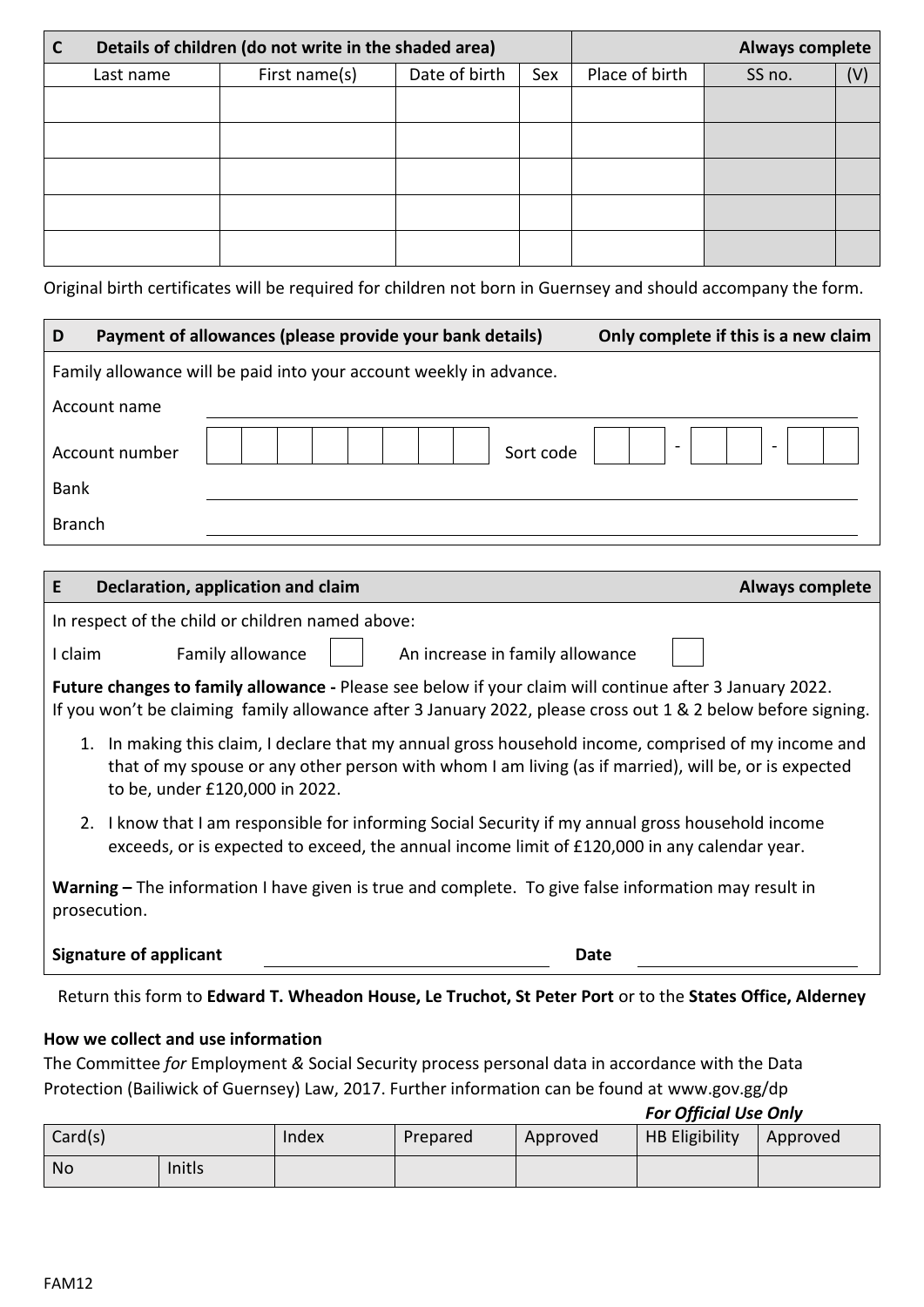| C Details of children (do not write in the shaded area) | | | | Always complete | | |
|---|---|---|---|---|---|---|
| Last name | First name(s) | Date of birth | Sex | Place of birth | SS no. | (V) |
| | | | | | | |
| | | | | | | |
| | | | | | | |
| | | | | | | |
| | | | | | | |

Original birth certificates will be required for children not born in Guernsey and should accompany the form.

**D Payment of allowances (please provide your bank details)** — **Only complete if this is a new claim**

Family allowance will be paid into your account weekly in advance.

Account name ____________________

Account number [ ][ ][ ][ ][ ][ ][ ][ ] Sort code [ ][ ] - [ ][ ] - [ ][ ]

Bank ____________________

Branch ____________________

**E Declaration, application and claim** — **Always complete**

In respect of the child or children named above:

I claim Family allowance [ ] An increase in family allowance [ ]

**Future changes to family allowance -** Please see below if your claim will continue after 3 January 2022.
If you won't be claiming family allowance after 3 January 2022, please cross out 1 & 2 below before signing.

1. In making this claim, I declare that my annual gross household income, comprised of my income and that of my spouse or any other person with whom I am living (as if married), will be, or is expected to be, under £120,000 in 2022.
2. I know that I am responsible for informing Social Security if my annual gross household income exceeds, or is expected to exceed, the annual income limit of £120,000 in any calendar year.

**Warning –** The information I have given is true and complete. To give false information may result in prosecution.

**Signature of applicant** ____________________ **Date** ____________________

Return this form to **Edward T. Wheadon House, Le Truchot, St Peter Port** or to the **States Office, Alderney**

**How we collect and use information**

The Committee *for* Employment *&* Social Security process personal data in accordance with the Data Protection (Bailiwick of Guernsey) Law, 2017. Further information can be found at www.gov.gg/dp

***For Official Use Only***

| Card(s) | | Index | Prepared | Approved | HB Eligibility | Approved |
|---|---|---|---|---|---|---|
| No | Initls | | | | | |

FAM12